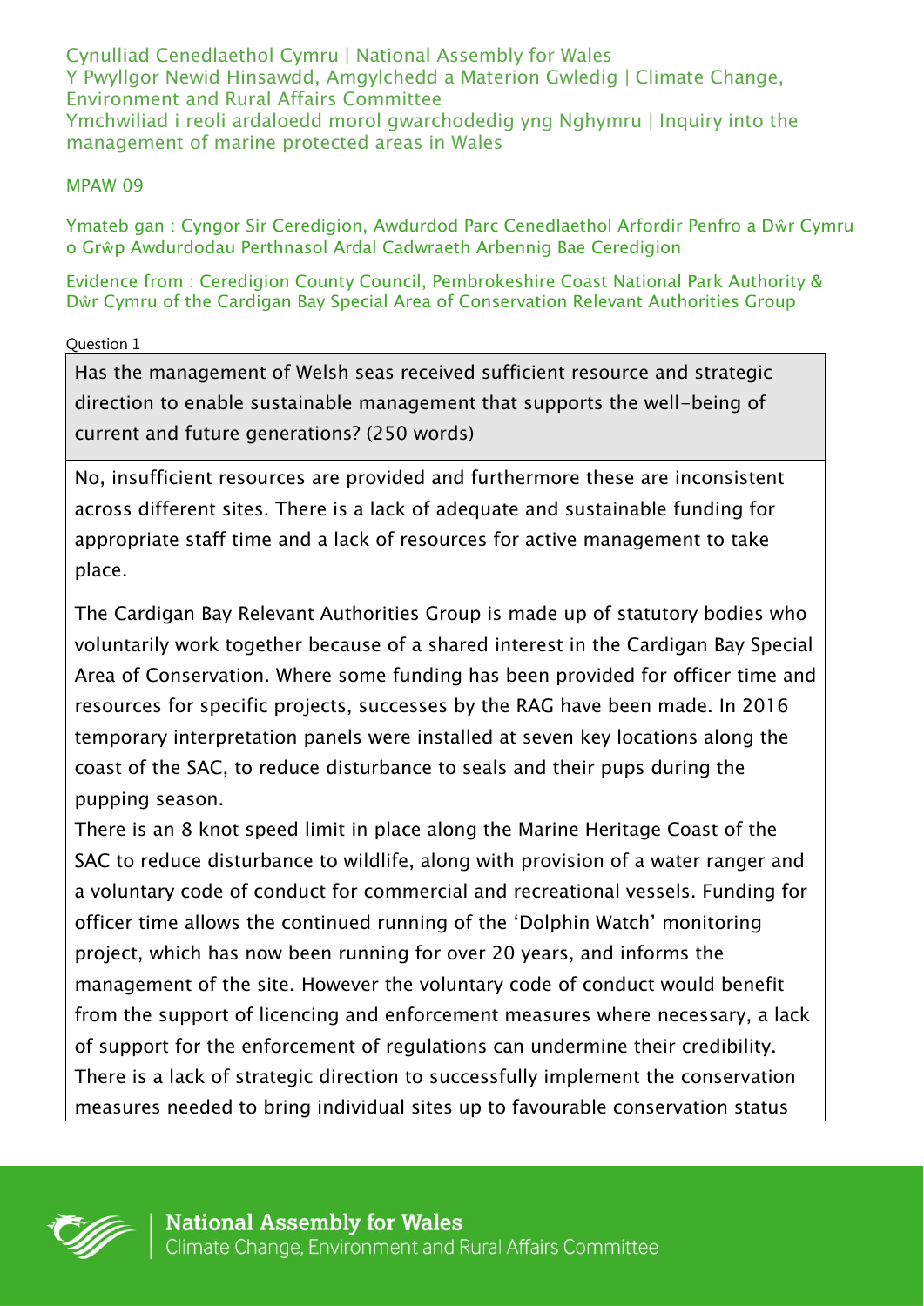Cynulliad Cenedlaethol Cymru | National Assembly for Wales
Y Pwyllgor Newid Hinsawdd, Amgylchedd a Materion Gwledig | Climate Change, Environment and Rural Affairs Committee
Ymchwiliad i reoli ardaloedd morol gwarchodedig yng Nghymru | Inquiry into the management of marine protected areas in Wales

MPAW 09

Ymateb gan : Cyngor Sir Ceredigion, Awdurdod Parc Cenedlaethol Arfordir Penfro a Dŵr Cymru o Grŵp Awdurdodau Perthnasol Ardal Cadwraeth Arbennig Bae Ceredigion

Evidence from : Ceredigion County Council, Pembrokeshire Coast National Park Authority & Dŵr Cymru of the Cardigan Bay Special Area of Conservation Relevant Authorities Group

Question 1

**Has the management of Welsh seas received sufficient resource and strategic direction to enable sustainable management that supports the well-being of current and future generations? (250 words)**

No, insufficient resources are provided and furthermore these are inconsistent across different sites. There is a lack of adequate and sustainable funding for appropriate staff time and a lack of resources for active management to take place.

The Cardigan Bay Relevant Authorities Group is made up of statutory bodies who voluntarily work together because of a shared interest in the Cardigan Bay Special Area of Conservation. Where some funding has been provided for officer time and resources for specific projects, successes by the RAG have been made. In 2016 temporary interpretation panels were installed at seven key locations along the coast of the SAC, to reduce disturbance to seals and their pups during the pupping season.

There is an 8 knot speed limit in place along the Marine Heritage Coast of the SAC to reduce disturbance to wildlife, along with provision of a water ranger and a voluntary code of conduct for commercial and recreational vessels. Funding for officer time allows the continued running of the 'Dolphin Watch' monitoring project, which has now been running for over 20 years, and informs the management of the site. However the voluntary code of conduct would benefit from the support of licencing and enforcement measures where necessary, a lack of support for the enforcement of regulations can undermine their credibility. There is a lack of strategic direction to successfully implement the conservation measures needed to bring individual sites up to favourable conservation status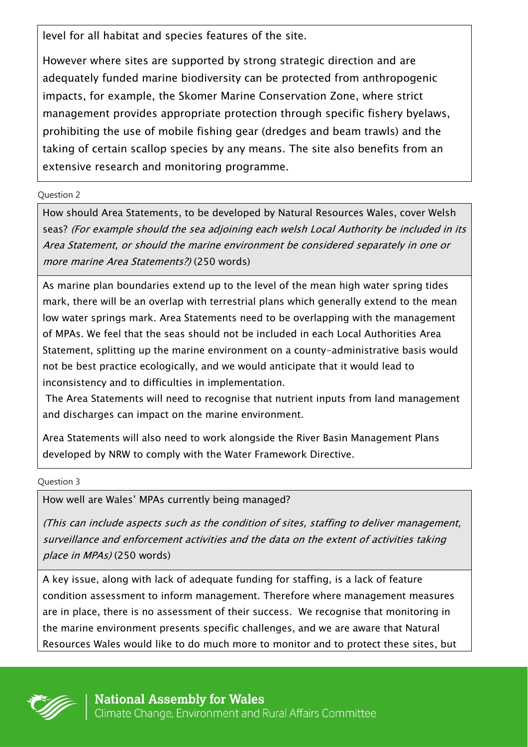level for all habitat and species features of the site.

However where sites are supported by strong strategic direction and are adequately funded marine biodiversity can be protected from anthropogenic impacts, for example, the Skomer Marine Conservation Zone, where strict management provides appropriate protection through specific fishery byelaws, prohibiting the use of mobile fishing gear (dredges and beam trawls) and the taking of certain scallop species by any means. The site also benefits from an extensive research and monitoring programme.

Question 2

How should Area Statements, to be developed by Natural Resources Wales, cover Welsh seas? *(For example should the sea adjoining each welsh Local Authority be included in its Area Statement, or should the marine environment be considered separately in one or more marine Area Statements?)* (250 words)

As marine plan boundaries extend up to the level of the mean high water spring tides mark, there will be an overlap with terrestrial plans which generally extend to the mean low water springs mark. Area Statements need to be overlapping with the management of MPAs. We feel that the seas should not be included in each Local Authorities Area Statement, splitting up the marine environment on a county-administrative basis would not be best practice ecologically, and we would anticipate that it would lead to inconsistency and to difficulties in implementation.

The Area Statements will need to recognise that nutrient inputs from land management and discharges can impact on the marine environment.

Area Statements will also need to work alongside the River Basin Management Plans developed by NRW to comply with the Water Framework Directive.

Question 3

How well are Wales' MPAs currently being managed?

*(This can include aspects such as the condition of sites, staffing to deliver management, surveillance and enforcement activities and the data on the extent of activities taking place in MPAs)* (250 words)

A key issue, along with lack of adequate funding for staffing, is a lack of feature condition assessment to inform management. Therefore where management measures are in place, there is no assessment of their success. We recognise that monitoring in the marine environment presents specific challenges, and we are aware that Natural Resources Wales would like to do much more to monitor and to protect these sites, but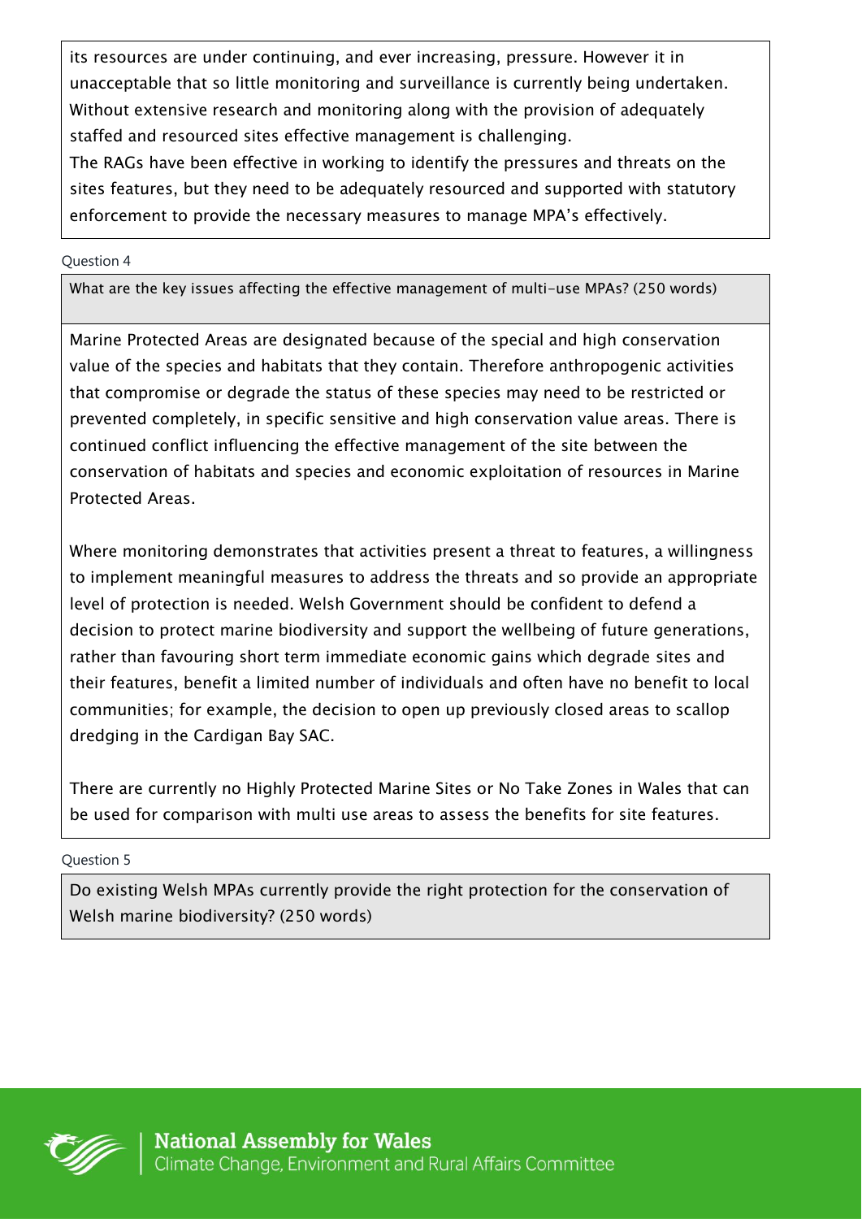its resources are under continuing, and ever increasing, pressure. However it in unacceptable that so little monitoring and surveillance is currently being undertaken. Without extensive research and monitoring along with the provision of adequately staffed and resourced sites effective management is challenging.
The RAGs have been effective in working to identify the pressures and threats on the sites features, but they need to be adequately resourced and supported with statutory enforcement to provide the necessary measures to manage MPA's effectively.

Question 4

**What are the key issues affecting the effective management of multi-use MPAs? (250 words)**

Marine Protected Areas are designated because of the special and high conservation value of the species and habitats that they contain. Therefore anthropogenic activities that compromise or degrade the status of these species may need to be restricted or prevented completely, in specific sensitive and high conservation value areas. There is continued conflict influencing the effective management of the site between the conservation of habitats and species and economic exploitation of resources in Marine Protected Areas.

Where monitoring demonstrates that activities present a threat to features, a willingness to implement meaningful measures to address the threats and so provide an appropriate level of protection is needed. Welsh Government should be confident to defend a decision to protect marine biodiversity and support the wellbeing of future generations, rather than favouring short term immediate economic gains which degrade sites and their features, benefit a limited number of individuals and often have no benefit to local communities; for example, the decision to open up previously closed areas to scallop dredging in the Cardigan Bay SAC.

There are currently no Highly Protected Marine Sites or No Take Zones in Wales that can be used for comparison with multi use areas to assess the benefits for site features.

Question 5

**Do existing Welsh MPAs currently provide the right protection for the conservation of Welsh marine biodiversity? (250 words)**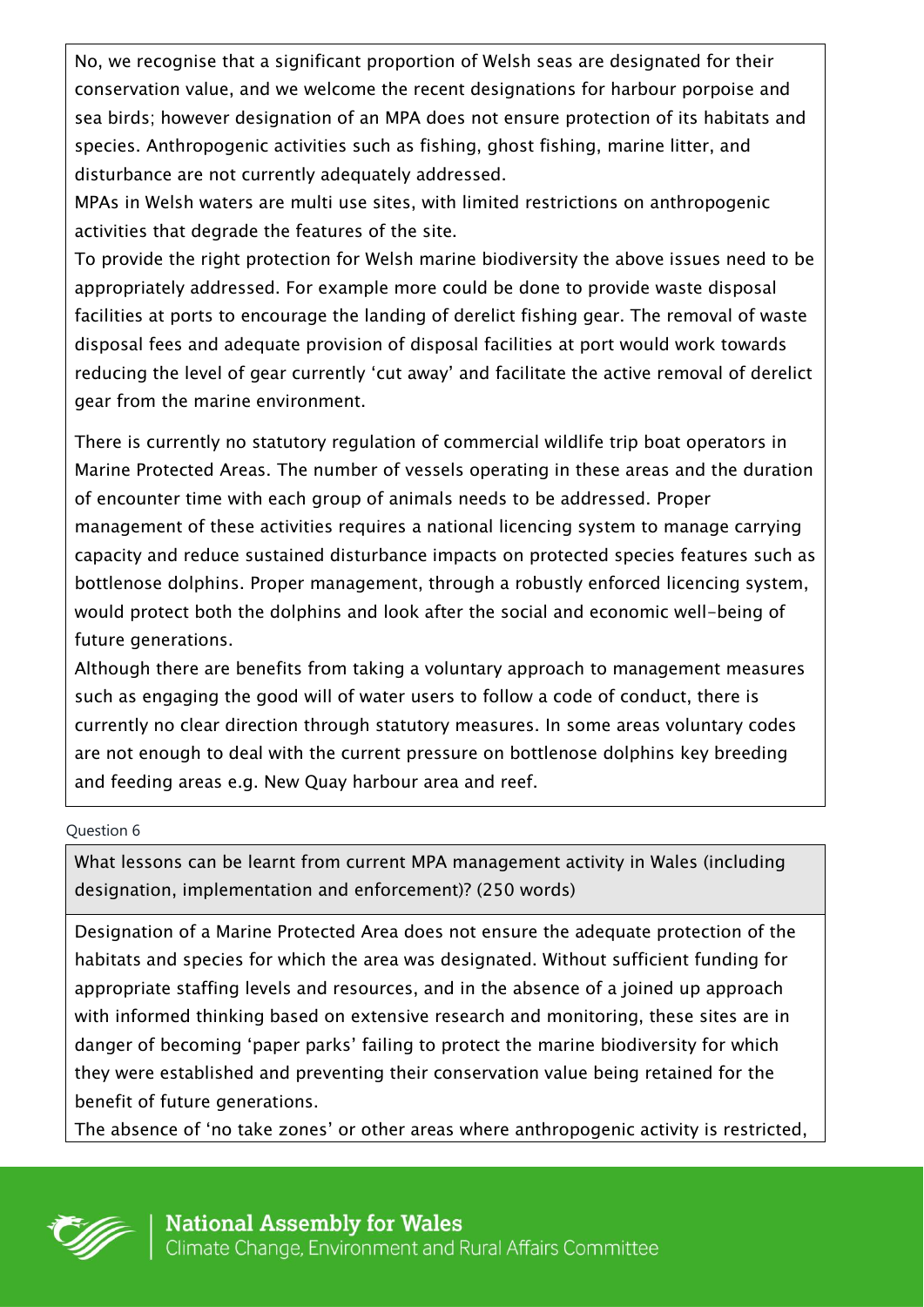No, we recognise that a significant proportion of Welsh seas are designated for their conservation value, and we welcome the recent designations for harbour porpoise and sea birds; however designation of an MPA does not ensure protection of its habitats and species. Anthropogenic activities such as fishing, ghost fishing, marine litter, and disturbance are not currently adequately addressed.

MPAs in Welsh waters are multi use sites, with limited restrictions on anthropogenic activities that degrade the features of the site.

To provide the right protection for Welsh marine biodiversity the above issues need to be appropriately addressed. For example more could be done to provide waste disposal facilities at ports to encourage the landing of derelict fishing gear. The removal of waste disposal fees and adequate provision of disposal facilities at port would work towards reducing the level of gear currently 'cut away' and facilitate the active removal of derelict gear from the marine environment.

There is currently no statutory regulation of commercial wildlife trip boat operators in Marine Protected Areas. The number of vessels operating in these areas and the duration of encounter time with each group of animals needs to be addressed. Proper management of these activities requires a national licencing system to manage carrying capacity and reduce sustained disturbance impacts on protected species features such as bottlenose dolphins. Proper management, through a robustly enforced licencing system, would protect both the dolphins and look after the social and economic well-being of future generations.

Although there are benefits from taking a voluntary approach to management measures such as engaging the good will of water users to follow a code of conduct, there is currently no clear direction through statutory measures. In some areas voluntary codes are not enough to deal with the current pressure on bottlenose dolphins key breeding and feeding areas e.g. New Quay harbour area and reef.

Question 6

**What lessons can be learnt from current MPA management activity in Wales (including designation, implementation and enforcement)? (250 words)**

Designation of a Marine Protected Area does not ensure the adequate protection of the habitats and species for which the area was designated. Without sufficient funding for appropriate staffing levels and resources, and in the absence of a joined up approach with informed thinking based on extensive research and monitoring, these sites are in danger of becoming 'paper parks' failing to protect the marine biodiversity for which they were established and preventing their conservation value being retained for the benefit of future generations.

The absence of 'no take zones' or other areas where anthropogenic activity is restricted,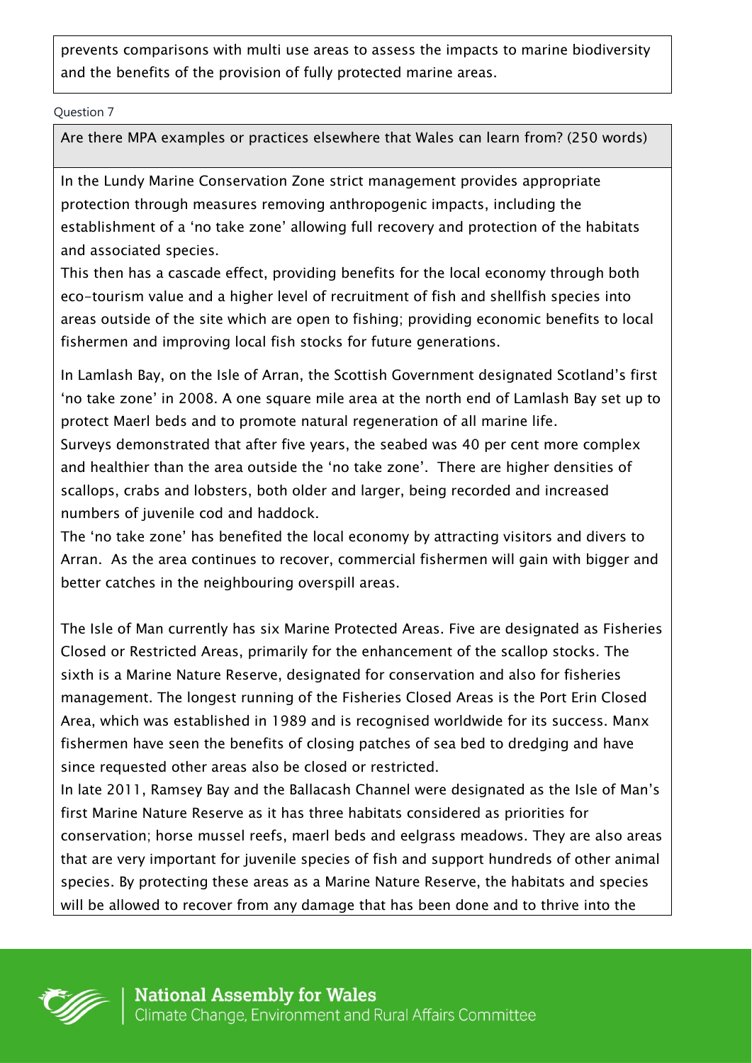prevents comparisons with multi use areas to assess the impacts to marine biodiversity and the benefits of the provision of fully protected marine areas.

Question 7

Are there MPA examples or practices elsewhere that Wales can learn from? (250 words)

In the Lundy Marine Conservation Zone strict management provides appropriate protection through measures removing anthropogenic impacts, including the establishment of a 'no take zone' allowing full recovery and protection of the habitats and associated species.
This then has a cascade effect, providing benefits for the local economy through both eco-tourism value and a higher level of recruitment of fish and shellfish species into areas outside of the site which are open to fishing; providing economic benefits to local fishermen and improving local fish stocks for future generations.

In Lamlash Bay, on the Isle of Arran, the Scottish Government designated Scotland's first 'no take zone' in 2008. A one square mile area at the north end of Lamlash Bay set up to protect Maerl beds and to promote natural regeneration of all marine life.
Surveys demonstrated that after five years, the seabed was 40 per cent more complex and healthier than the area outside the 'no take zone'. There are higher densities of scallops, crabs and lobsters, both older and larger, being recorded and increased numbers of juvenile cod and haddock.
The 'no take zone' has benefited the local economy by attracting visitors and divers to Arran. As the area continues to recover, commercial fishermen will gain with bigger and better catches in the neighbouring overspill areas.

The Isle of Man currently has six Marine Protected Areas. Five are designated as Fisheries Closed or Restricted Areas, primarily for the enhancement of the scallop stocks. The sixth is a Marine Nature Reserve, designated for conservation and also for fisheries management. The longest running of the Fisheries Closed Areas is the Port Erin Closed Area, which was established in 1989 and is recognised worldwide for its success. Manx fishermen have seen the benefits of closing patches of sea bed to dredging and have since requested other areas also be closed or restricted.
In late 2011, Ramsey Bay and the Ballacash Channel were designated as the Isle of Man's first Marine Nature Reserve as it has three habitats considered as priorities for conservation; horse mussel reefs, maerl beds and eelgrass meadows. They are also areas that are very important for juvenile species of fish and support hundreds of other animal species. By protecting these areas as a Marine Nature Reserve, the habitats and species will be allowed to recover from any damage that has been done and to thrive into the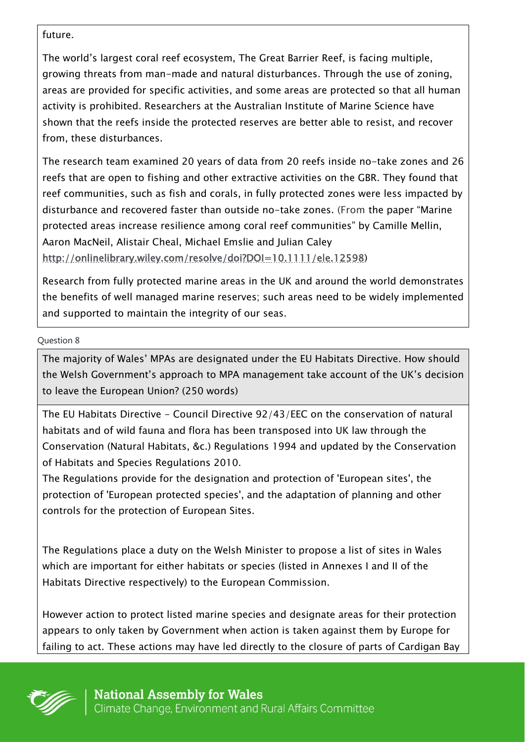future.

The world's largest coral reef ecosystem, The Great Barrier Reef, is facing multiple, growing threats from man-made and natural disturbances. Through the use of zoning, areas are provided for specific activities, and some areas are protected so that all human activity is prohibited. Researchers at the Australian Institute of Marine Science have shown that the reefs inside the protected reserves are better able to resist, and recover from, these disturbances.

The research team examined 20 years of data from 20 reefs inside no-take zones and 26 reefs that are open to fishing and other extractive activities on the GBR. They found that reef communities, such as fish and corals, in fully protected zones were less impacted by disturbance and recovered faster than outside no-take zones. (From the paper "Marine protected areas increase resilience among coral reef communities" by Camille Mellin, Aaron MacNeil, Alistair Cheal, Michael Emslie and Julian Caley http://onlinelibrary.wiley.com/resolve/doi?DOI=10.1111/ele.12598)

Research from fully protected marine areas in the UK and around the world demonstrates the benefits of well managed marine reserves; such areas need to be widely implemented and supported to maintain the integrity of our seas.

Question 8

**The majority of Wales' MPAs are designated under the EU Habitats Directive. How should the Welsh Government's approach to MPA management take account of the UK's decision to leave the European Union? (250 words)**

The EU Habitats Directive - Council Directive 92/43/EEC on the conservation of natural habitats and of wild fauna and flora has been transposed into UK law through the Conservation (Natural Habitats, &c.) Regulations 1994 and updated by the Conservation of Habitats and Species Regulations 2010.

The Regulations provide for the designation and protection of 'European sites', the protection of 'European protected species', and the adaptation of planning and other controls for the protection of European Sites.

The Regulations place a duty on the Welsh Minister to propose a list of sites in Wales which are important for either habitats or species (listed in Annexes I and II of the Habitats Directive respectively) to the European Commission.

However action to protect listed marine species and designate areas for their protection appears to only taken by Government when action is taken against them by Europe for failing to act. These actions may have led directly to the closure of parts of Cardigan Bay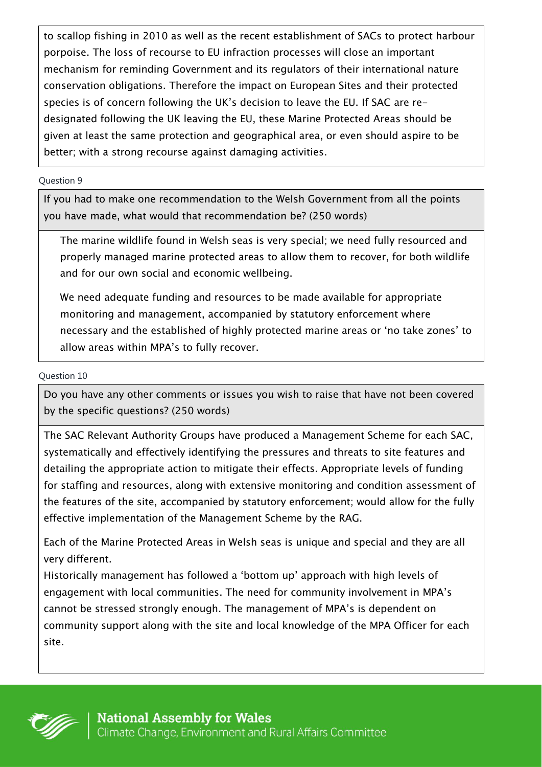to scallop fishing in 2010 as well as the recent establishment of SACs to protect harbour porpoise. The loss of recourse to EU infraction processes will close an important mechanism for reminding Government and its regulators of their international nature conservation obligations. Therefore the impact on European Sites and their protected species is of concern following the UK's decision to leave the EU. If SAC are re-designated following the UK leaving the EU, these Marine Protected Areas should be given at least the same protection and geographical area, or even should aspire to be better; with a strong recourse against damaging activities.

Question 9

**If you had to make one recommendation to the Welsh Government from all the points you have made, what would that recommendation be? (250 words)**

The marine wildlife found in Welsh seas is very special; we need fully resourced and properly managed marine protected areas to allow them to recover, for both wildlife and for our own social and economic wellbeing.

We need adequate funding and resources to be made available for appropriate monitoring and management, accompanied by statutory enforcement where necessary and the established of highly protected marine areas or 'no take zones' to allow areas within MPA's to fully recover.

Question 10

**Do you have any other comments or issues you wish to raise that have not been covered by the specific questions? (250 words)**

The SAC Relevant Authority Groups have produced a Management Scheme for each SAC, systematically and effectively identifying the pressures and threats to site features and detailing the appropriate action to mitigate their effects. Appropriate levels of funding for staffing and resources, along with extensive monitoring and condition assessment of the features of the site, accompanied by statutory enforcement; would allow for the fully effective implementation of the Management Scheme by the RAG.

Each of the Marine Protected Areas in Welsh seas is unique and special and they are all very different.
Historically management has followed a 'bottom up' approach with high levels of engagement with local communities. The need for community involvement in MPA's cannot be stressed strongly enough. The management of MPA's is dependent on community support along with the site and local knowledge of the MPA Officer for each site.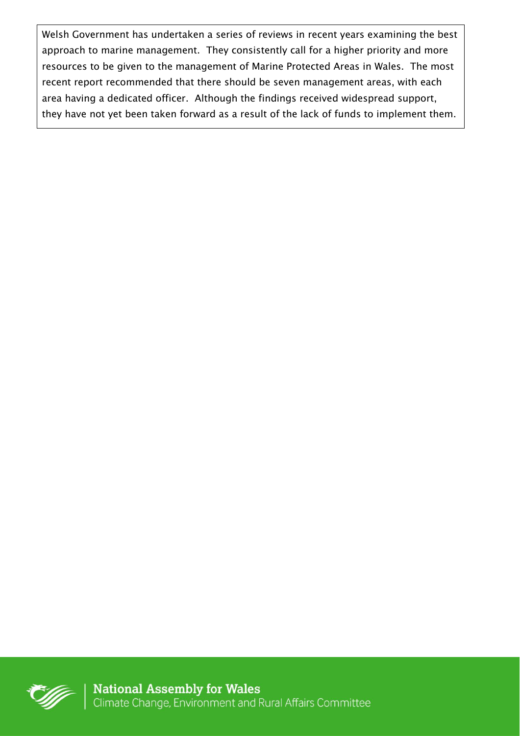Welsh Government has undertaken a series of reviews in recent years examining the best approach to marine management. They consistently call for a higher priority and more resources to be given to the management of Marine Protected Areas in Wales. The most recent report recommended that there should be seven management areas, with each area having a dedicated officer. Although the findings received widespread support, they have not yet been taken forward as a result of the lack of funds to implement them.